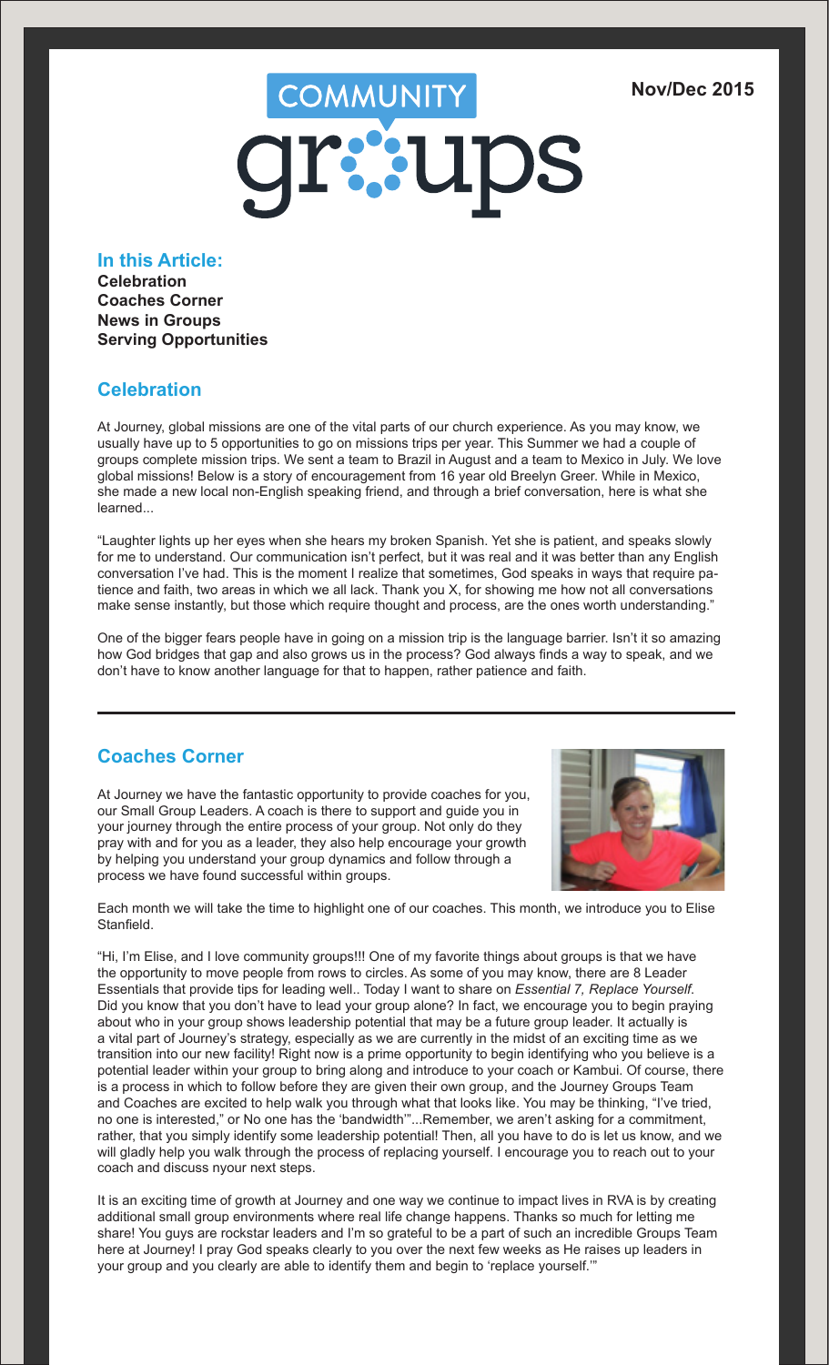# COMMUNITY groups

**Nov/Dec 2015**

## In this Article:

**Celebration**
**Coaches Corner**
**News in Groups**
**Serving Opportunities**

## Celebration

At Journey, global missions are one of the vital parts of our church experience. As you may know, we usually have up to 5 opportunities to go on missions trips per year. This Summer we had a couple of groups complete mission trips. We sent a team to Brazil in August and a team to Mexico in July. We love global missions! Below is a story of encouragement from 16 year old Breelyn Greer. While in Mexico, she made a new local non-English speaking friend, and through a brief conversation, here is what she learned...

"Laughter lights up her eyes when she hears my broken Spanish. Yet she is patient, and speaks slowly for me to understand. Our communication isn't perfect, but it was real and it was better than any English conversation I've had. This is the moment I realize that sometimes, God speaks in ways that require patience and faith, two areas in which we all lack. Thank you X, for showing me how not all conversations make sense instantly, but those which require thought and process, are the ones worth understanding."

One of the bigger fears people have in going on a mission trip is the language barrier. Isn't it so amazing how God bridges that gap and also grows us in the process? God always finds a way to speak, and we don't have to know another language for that to happen, rather patience and faith.

---

## Coaches Corner

At Journey we have the fantastic opportunity to provide coaches for you, our Small Group Leaders. A coach is there to support and guide you in your journey through the entire process of your group. Not only do they pray with and for you as a leader, they also help encourage your growth by helping you understand your group dynamics and follow through a process we have found successful within groups.

Each month we will take the time to highlight one of our coaches. This month, we introduce you to Elise Stanfield.

"Hi, I'm Elise, and I love community groups!!! One of my favorite things about groups is that we have the opportunity to move people from rows to circles. As some of you may know, there are 8 Leader Essentials that provide tips for leading well.. Today I want to share on *Essential 7, Replace Yourself*. Did you know that you don't have to lead your group alone? In fact, we encourage you to begin praying about who in your group shows leadership potential that may be a future group leader. It actually is a vital part of Journey's strategy, especially as we are currently in the midst of an exciting time as we transition into our new facility! Right now is a prime opportunity to begin identifying who you believe is a potential leader within your group to bring along and introduce to your coach or Kambui. Of course, there is a process in which to follow before they are given their own group, and the Journey Groups Team and Coaches are excited to help walk you through what that looks like. You may be thinking, "I've tried, no one is interested," or No one has the 'bandwidth'"...Remember, we aren't asking for a commitment, rather, that you simply identify some leadership potential! Then, all you have to do is let us know, and we will gladly help you walk through the process of replacing yourself. I encourage you to reach out to your coach and discuss nyour next steps.

It is an exciting time of growth at Journey and one way we continue to impact lives in RVA is by creating additional small group environments where real life change happens. Thanks so much for letting me share! You guys are rockstar leaders and I'm so grateful to be a part of such an incredible Groups Team here at Journey! I pray God speaks clearly to you over the next few weeks as He raises up leaders in your group and you clearly are able to identify them and begin to 'replace yourself.'"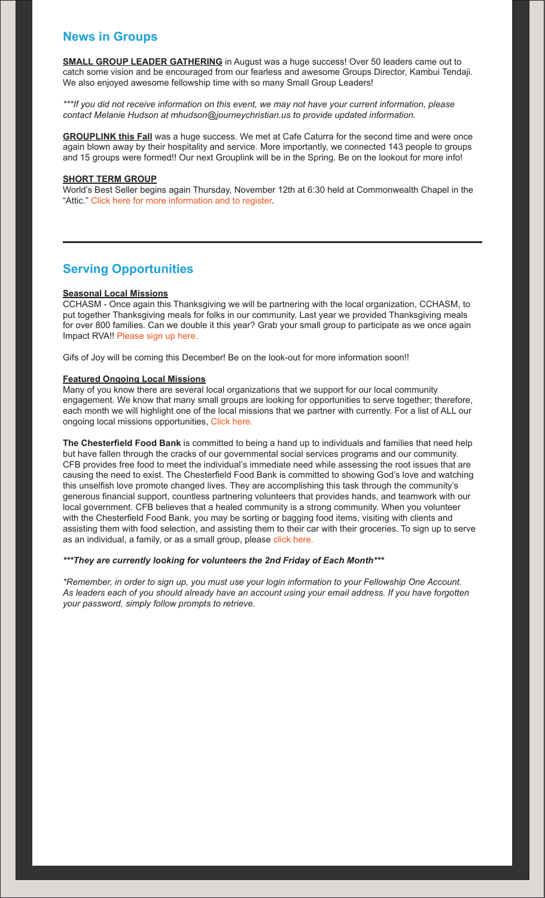## News in Groups

**SMALL GROUP LEADER GATHERING** in August was a huge success! Over 50 leaders came out to catch some vision and be encouraged from our fearless and awesome Groups Director, Kambui Tendaji. We also enjoyed awesome fellowship time with so many Small Group Leaders!

*\*\*\*If you did not receive information on this event, we may not have your current information, please contact Melanie Hudson at mhudson@journeychristian.us to provide updated information.*

**GROUPLINK this Fall** was a huge success. We met at Cafe Caturra for the second time and were once again blown away by their hospitality and service. More importantly, we connected 143 people to groups and 15 groups were formed!! Our next Grouplink will be in the Spring. Be on the lookout for more info!

**SHORT TERM GROUP**

World's Best Seller begins again Thursday, November 12th at 6:30 held at Commonwealth Chapel in the "Attic." Click here for more information and to register.

---

## Serving Opportunities

**Seasonal Local Missions**

CCHASM - Once again this Thanksgiving we will be partnering with the local organization, CCHASM, to put together Thanksgiving meals for folks in our community. Last year we provided Thanksgiving meals for over 800 families. Can we double it this year? Grab your small group to participate as we once again Impact RVA!! Please sign up here.

Gifs of Joy will be coming this December! Be on the look-out for more information soon!!

**Featured Ongoing Local Missions**

Many of you know there are several local organizations that we support for our local community engagement. We know that many small groups are looking for opportunities to serve together; therefore, each month we will highlight one of the local missions that we partner with currently. For a list of ALL our ongoing local missions opportunities, Click here.

**The Chesterfield Food Bank** is committed to being a hand up to individuals and families that need help but have fallen through the cracks of our governmental social services programs and our community. CFB provides free food to meet the individual's immediate need while assessing the root issues that are causing the need to exist. The Chesterfield Food Bank is committed to showing God's love and watching this unselfish love promote changed lives. They are accomplishing this task through the community's generous financial support, countless partnering volunteers that provides hands, and teamwork with our local government. CFB believes that a healed community is a strong community. When you volunteer with the Chesterfield Food Bank, you may be sorting or bagging food items, visiting with clients and assisting them with food selection, and assisting them to their car with their groceries. To sign up to serve as an individual, a family, or as a small group, please click here.

***\*\*\*They are currently looking for volunteers the 2nd Friday of Each Month\*\*\****

*\*Remember, in order to sign up, you must use your login information to your Fellowship One Account. As leaders each of you should already have an account using your email address. If you have forgotten your password, simply follow prompts to retrieve.*